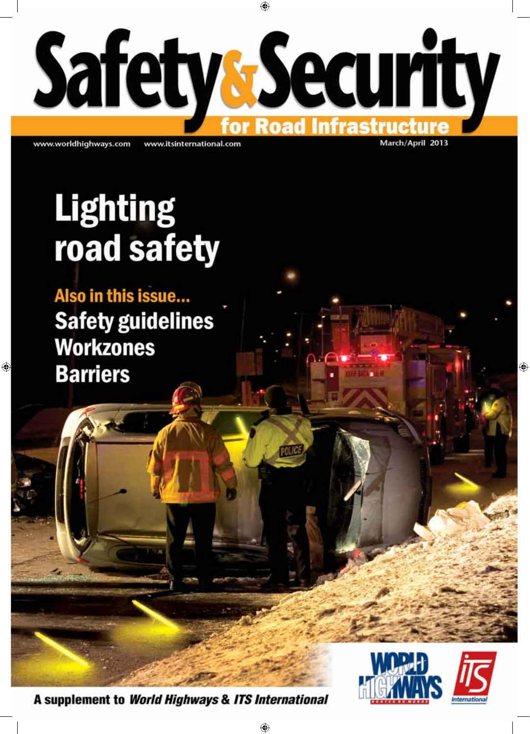# Safety & Security

## for Road Infrastructure

www.worldhighways.com www.itsinternational.com

March/April 2013

# Lighting road safety

**Also in this issue...**

**Safety guidelines**

**Workzones**

**Barriers**

A supplement to *World Highways* & *ITS International*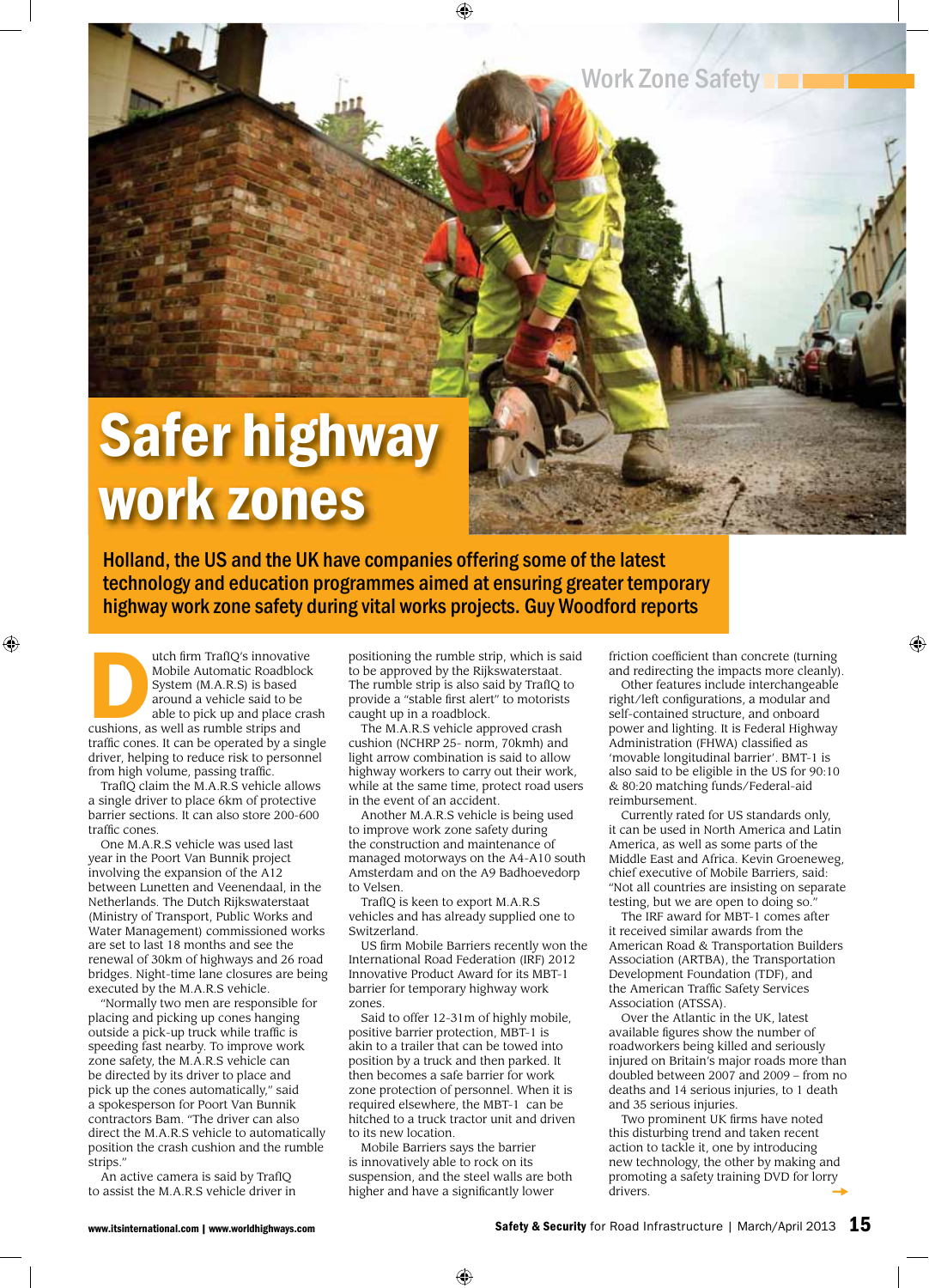# Safer highway work zones

**Holland, the US and the UK have companies offering some of the latest technology and education programmes aimed at ensuring greater temporary highway work zone safety during vital works projects. Guy Woodford reports**

Dutch firm TraflQ's innovative Mobile Automatic Roadblock System (M.A.R.S) is based around a vehicle said to be able to pick up and place crash cushions, as well as rumble strips and traffic cones. It can be operated by a single driver, helping to reduce risk to personnel from high volume, passing traffic.

TraflQ claim the M.A.R.S vehicle allows a single driver to place 6km of protective barrier sections. It can also store 200-600 traffic cones.

One M.A.R.S vehicle was used last year in the Poort Van Bunnik project involving the expansion of the A12 between Lunetten and Veenendaal, in the Netherlands. The Dutch Rijkswaterstaat (Ministry of Transport, Public Works and Water Management) commissioned works are set to last 18 months and see the renewal of 30km of highways and 26 road bridges. Night-time lane closures are being executed by the M.A.R.S vehicle.

"Normally two men are responsible for placing and picking up cones hanging outside a pick-up truck while traffic is speeding fast nearby. To improve work zone safety, the M.A.R.S vehicle can be directed by its driver to place and pick up the cones automatically," said a spokesperson for Poort Van Bunnik contractors Bam. "The driver can also direct the M.A.R.S vehicle to automatically position the crash cushion and the rumble strips."

An active camera is said by TraflQ to assist the M.A.R.S vehicle driver in positioning the rumble strip, which is said to be approved by the Rijkswaterstaat. The rumble strip is also said by TraflQ to provide a "stable first alert" to motorists caught up in a roadblock.

The M.A.R.S vehicle approved crash cushion (NCHRP 25- norm, 70kmh) and light arrow combination is said to allow highway workers to carry out their work, while at the same time, protect road users in the event of an accident.

Another M.A.R.S vehicle is being used to improve work zone safety during the construction and maintenance of managed motorways on the A4-A10 south Amsterdam and on the A9 Badhoevedorp to Velsen.

TraflQ is keen to export M.A.R.S vehicles and has already supplied one to Switzerland.

US firm Mobile Barriers recently won the International Road Federation (IRF) 2012 Innovative Product Award for its MBT-1 barrier for temporary highway work zones.

Said to offer 12-31m of highly mobile, positive barrier protection, MBT-1 is akin to a trailer that can be towed into position by a truck and then parked. It then becomes a safe barrier for work zone protection of personnel. When it is required elsewhere, the MBT-1 can be hitched to a truck tractor unit and driven to its new location.

Mobile Barriers says the barrier is innovatively able to rock on its suspension, and the steel walls are both higher and have a significantly lower friction coefficient than concrete (turning and redirecting the impacts more cleanly).

Other features include interchangeable right/left configurations, a modular and self-contained structure, and onboard power and lighting. It is Federal Highway Administration (FHWA) classified as 'movable longitudinal barrier'. BMT-1 is also said to be eligible in the US for 90:10 & 80:20 matching funds/Federal-aid reimbursement.

Currently rated for US standards only, it can be used in North America and Latin America, as well as some parts of the Middle East and Africa. Kevin Groeneweg, chief executive of Mobile Barriers, said: "Not all countries are insisting on separate testing, but we are open to doing so."

The IRF award for MBT-1 comes after it received similar awards from the American Road & Transportation Builders Association (ARTBA), the Transportation Development Foundation (TDF), and the American Traffic Safety Services Association (ATSSA).

Over the Atlantic in the UK, latest available figures show the number of roadworkers being killed and seriously injured on Britain's major roads more than doubled between 2007 and 2009 – from no deaths and 14 serious injuries, to 1 death and 35 serious injuries.

Two prominent UK firms have noted this disturbing trend and taken recent action to tackle it, one by introducing new technology, the other by making and promoting a safety training DVD for lorry drivers.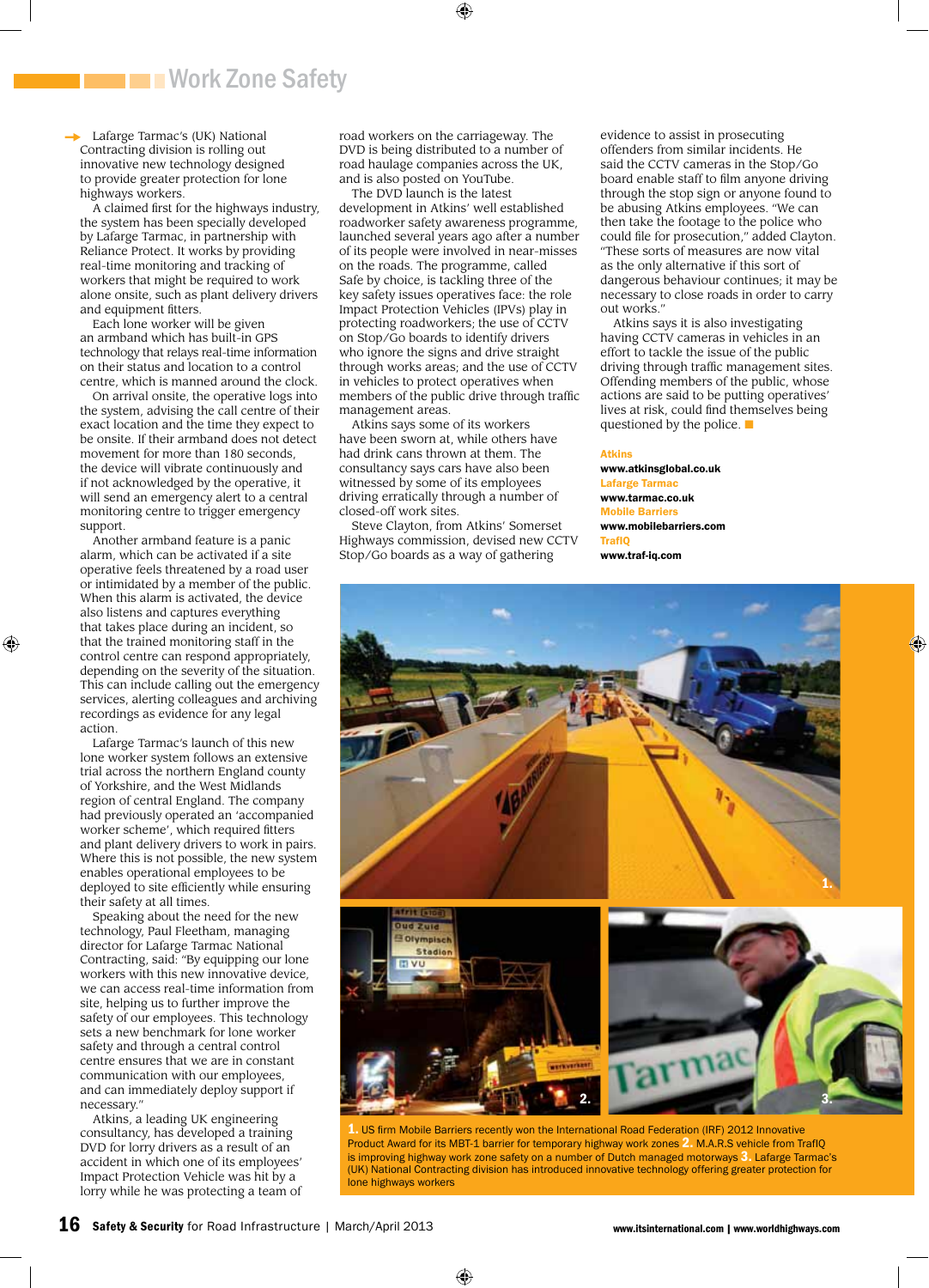## Work Zone Safety

Lafarge Tarmac's (UK) National Contracting division is rolling out innovative new technology designed to provide greater protection for lone highways workers.

A claimed first for the highways industry, the system has been specially developed by Lafarge Tarmac, in partnership with Reliance Protect. It works by providing real-time monitoring and tracking of workers that might be required to work alone onsite, such as plant delivery drivers and equipment fitters.

Each lone worker will be given an armband which has built-in GPS technology that relays real-time information on their status and location to a control centre, which is manned around the clock.

On arrival onsite, the operative logs into the system, advising the call centre of their exact location and the time they expect to be onsite. If their armband does not detect movement for more than 180 seconds, the device will vibrate continuously and if not acknowledged by the operative, it will send an emergency alert to a central monitoring centre to trigger emergency support.

Another armband feature is a panic alarm, which can be activated if a site operative feels threatened by a road user or intimidated by a member of the public. When this alarm is activated, the device also listens and captures everything that takes place during an incident, so that the trained monitoring staff in the control centre can respond appropriately, depending on the severity of the situation. This can include calling out the emergency services, alerting colleagues and archiving recordings as evidence for any legal action.

Lafarge Tarmac's launch of this new lone worker system follows an extensive trial across the northern England county of Yorkshire, and the West Midlands region of central England. The company had previously operated an 'accompanied worker scheme', which required fitters and plant delivery drivers to work in pairs. Where this is not possible, the new system enables operational employees to be deployed to site efficiently while ensuring their safety at all times.

Speaking about the need for the new technology, Paul Fleetham, managing director for Lafarge Tarmac National Contracting, said: "By equipping our lone workers with this new innovative device, we can access real-time information from site, helping us to further improve the safety of our employees. This technology sets a new benchmark for lone worker safety and through a central control centre ensures that we are in constant communication with our employees, and can immediately deploy support if necessary."

Atkins, a leading UK engineering consultancy, has developed a training DVD for lorry drivers as a result of an accident in which one of its employees' Impact Protection Vehicle was hit by a lorry while he was protecting a team of road workers on the carriageway. The DVD is being distributed to a number of road haulage companies across the UK, and is also posted on YouTube.

The DVD launch is the latest development in Atkins' well established roadworker safety awareness programme, launched several years ago after a number of its people were involved in near-misses on the roads. The programme, called Safe by choice, is tackling three of the key safety issues operatives face: the role Impact Protection Vehicles (IPVs) play in protecting roadworkers; the use of CCTV on Stop/Go boards to identify drivers who ignore the signs and drive straight through works areas; and the use of CCTV in vehicles to protect operatives when members of the public drive through traffic management areas.

Atkins says some of its workers have been sworn at, while others have had drink cans thrown at them. The consultancy says cars have also been witnessed by some of its employees driving erratically through a number of closed-off work sites.

Steve Clayton, from Atkins' Somerset Highways commission, devised new CCTV Stop/Go boards as a way of gathering evidence to assist in prosecuting offenders from similar incidents. He said the CCTV cameras in the Stop/Go board enable staff to film anyone driving through the stop sign or anyone found to be abusing Atkins employees. "We can then take the footage to the police who could file for prosecution," added Clayton. "These sorts of measures are now vital as the only alternative if this sort of dangerous behaviour continues; it may be necessary to close roads in order to carry out works."

Atkins says it is also investigating having CCTV cameras in vehicles in an effort to tackle the issue of the public driving through traffic management sites. Offending members of the public, whose actions are said to be putting operatives' lives at risk, could find themselves being questioned by the police. ■

**Atkins**
**www.atkinsglobal.co.uk**
**Lafarge Tarmac**
**www.tarmac.co.uk**
**Mobile Barriers**
**www.mobilebarriers.com**
**TrafIQ**
**www.traf-iq.com**

**1.** US firm Mobile Barriers recently won the International Road Federation (IRF) 2012 Innovative Product Award for its MBT-1 barrier for temporary highway work zones **2.** M.A.R.S vehicle from TrafIQ is improving highway work zone safety on a number of Dutch managed motorways **3.** Lafarge Tarmac's (UK) National Contracting division has introduced innovative technology offering greater protection for lone highways workers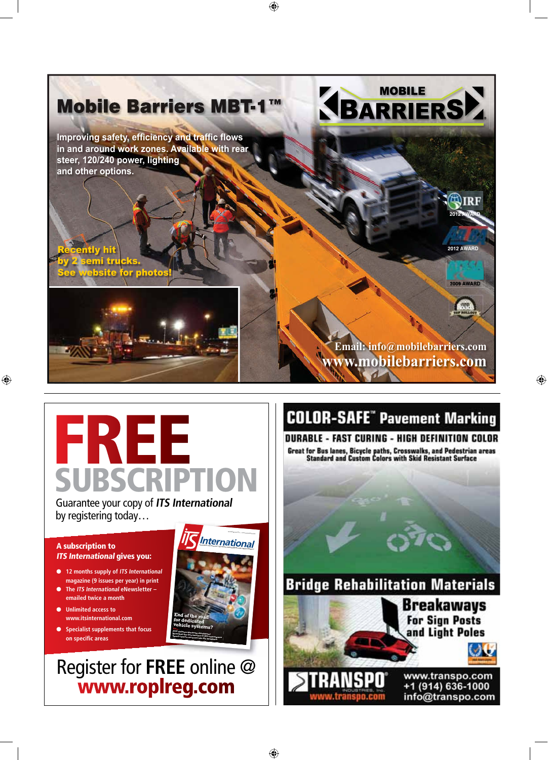# Mobile Barriers MBT-1™

MOBILE BARRIERS®

Improving safety, efficiency and traffic flows in and around work zones. Available with rear steer, 120/240 power, lighting and other options.

**Recently hit by 2 semi trucks. See website for photos!**

IRF 2012 AWARD

2012 AWARD

2009 AWARD

Email: info@mobilebarriers.com

www.mobilebarriers.com

---

# FREE SUBSCRIPTION

Guarantee your copy of ***ITS International*** by registering today…

**A subscription to *ITS International* gives you:**

- 12 months supply of *ITS International* magazine (9 issues per year) in print
- The *ITS International* eNewsletter – emailed twice a month
- Unlimited access to www.itsinternational.com
- Specialist supplements that focus on specific areas

Register for **FREE** online @ **www.roplreg.com**

---

## COLOR-SAFE™ Pavement Marking

**DURABLE - FAST CURING - HIGH DEFINITION COLOR**

Great for Bus lanes, Bicycle paths, Crosswalks, and Pedestrian areas
Standard and Custom Colors with Skid Resistant Surface

## Bridge Rehabilitation Materials

## Breakaways For Sign Posts and Light Poles

TRANSPO® INDUSTRIES, Inc.
www.transpo.com

www.transpo.com
+1 (914) 636-1000
info@transpo.com